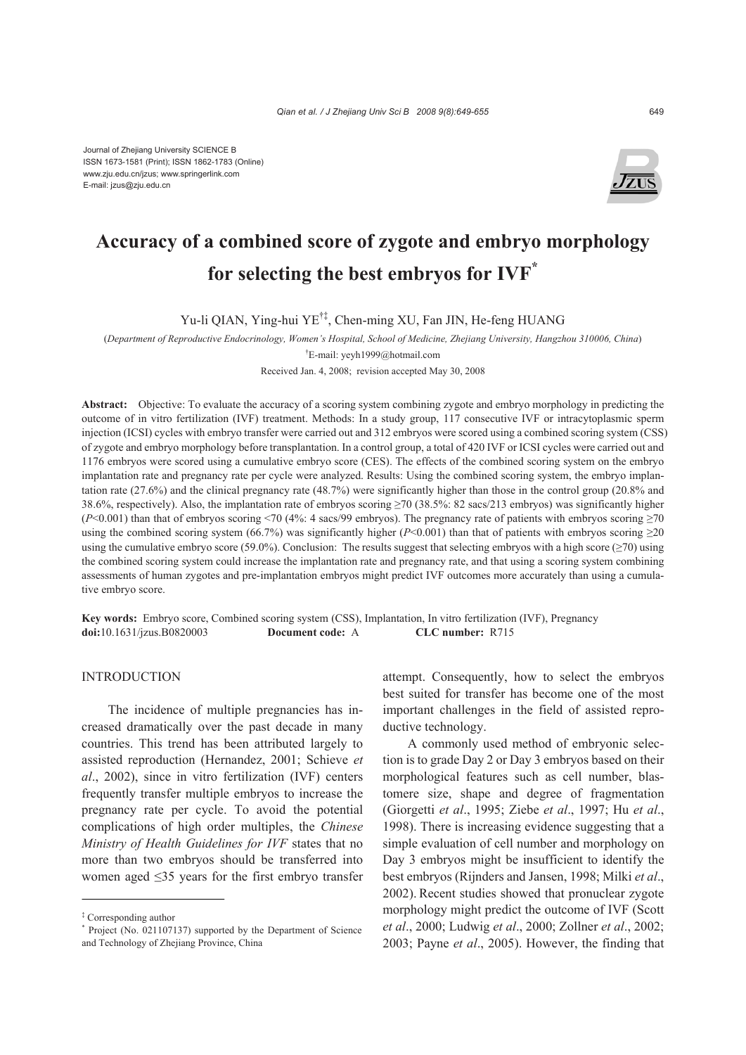Journal of Zhejiang University SCIENCE B
ISSN 1673-1581 (Print); ISSN 1862-1783 (Online)
www.zju.edu.cn/jzus; www.springerlink.com
E-mail: jzus@zju.edu.cn

# Accuracy of a combined score of zygote and embryo morphology for selecting the best embryos for IVF*

Yu-li QIAN, Ying-hui YE[†‡], Chen-ming XU, Fan JIN, He-feng HUANG

(*Department of Reproductive Endocrinology, Women's Hospital, School of Medicine, Zhejiang University, Hangzhou 310006, China*)

[†]E-mail: yeyh1999@hotmail.com

Received Jan. 4, 2008; revision accepted May 30, 2008

**Abstract:** Objective: To evaluate the accuracy of a scoring system combining zygote and embryo morphology in predicting the outcome of in vitro fertilization (IVF) treatment. Methods: In a study group, 117 consecutive IVF or intracytoplasmic sperm injection (ICSI) cycles with embryo transfer were carried out and 312 embryos were scored using a combined scoring system (CSS) of zygote and embryo morphology before transplantation. In a control group, a total of 420 IVF or ICSI cycles were carried out and 1176 embryos were scored using a cumulative embryo score (CES). The effects of the combined scoring system on the embryo implantation rate and pregnancy rate per cycle were analyzed. Results: Using the combined scoring system, the embryo implantation rate (27.6%) and the clinical pregnancy rate (48.7%) were significantly higher than those in the control group (20.8% and 38.6%, respectively). Also, the implantation rate of embryos scoring ≥70 (38.5%: 82 sacs/213 embryos) was significantly higher ($P<0.001$) than that of embryos scoring <70 (4%: 4 sacs/99 embryos). The pregnancy rate of patients with embryos scoring ≥70 using the combined scoring system (66.7%) was significantly higher ($P<0.001$) than that of patients with embryos scoring ≥20 using the cumulative embryo score (59.0%). Conclusion: The results suggest that selecting embryos with a high score (≥70) using the combined scoring system could increase the implantation rate and pregnancy rate, and that using a scoring system combining assessments of human zygotes and pre-implantation embryos might predict IVF outcomes more accurately than using a cumulative embryo score.

**Key words:** Embryo score, Combined scoring system (CSS), Implantation, In vitro fertilization (IVF), Pregnancy
**doi:**10.1631/jzus.B0820003 **Document code:** A **CLC number:** R715

## INTRODUCTION

The incidence of multiple pregnancies has increased dramatically over the past decade in many countries. This trend has been attributed largely to assisted reproduction (Hernandez, 2001; Schieve *et al*., 2002), since in vitro fertilization (IVF) centers frequently transfer multiple embryos to increase the pregnancy rate per cycle. To avoid the potential complications of high order multiples, the *Chinese Ministry of Health Guidelines for IVF* states that no more than two embryos should be transferred into women aged ≤35 years for the first embryo transfer attempt. Consequently, how to select the embryos best suited for transfer has become one of the most important challenges in the field of assisted reproductive technology.

A commonly used method of embryonic selection is to grade Day 2 or Day 3 embryos based on their morphological features such as cell number, blastomere size, shape and degree of fragmentation (Giorgetti *et al*., 1995; Ziebe *et al*., 1997; Hu *et al*., 1998). There is increasing evidence suggesting that a simple evaluation of cell number and morphology on Day 3 embryos might be insufficient to identify the best embryos (Rijnders and Jansen, 1998; Milki *et al*., 2002). Recent studies showed that pronuclear zygote morphology might predict the outcome of IVF (Scott *et al*., 2000; Ludwig *et al*., 2000; Zollner *et al*., 2002; 2003; Payne *et al*., 2005). However, the finding that

[‡] Corresponding author
[*] Project (No. 021107137) supported by the Department of Science and Technology of Zhejiang Province, China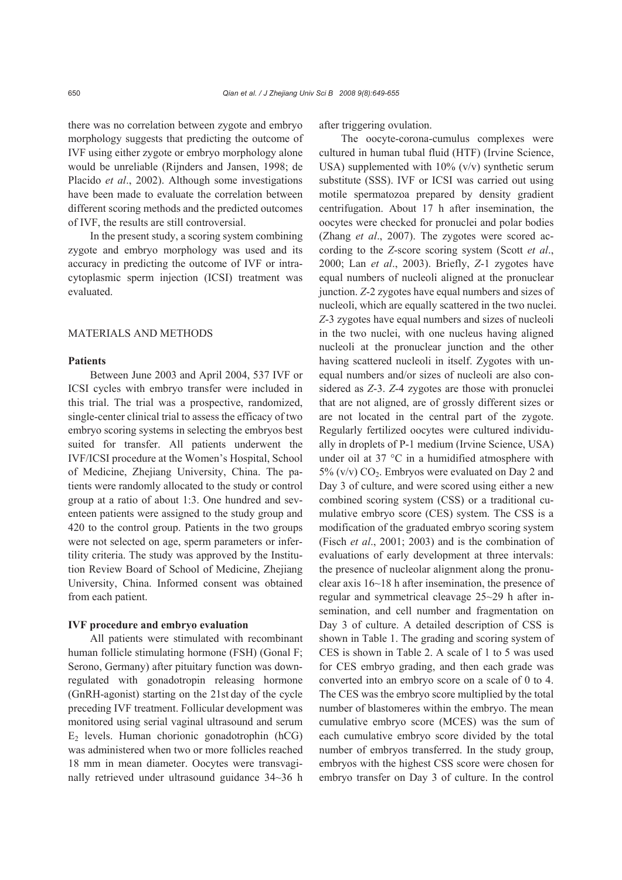there was no correlation between zygote and embryo morphology suggests that predicting the outcome of IVF using either zygote or embryo morphology alone would be unreliable (Rijnders and Jansen, 1998; de Placido *et al*., 2002). Although some investigations have been made to evaluate the correlation between different scoring methods and the predicted outcomes of IVF, the results are still controversial.

In the present study, a scoring system combining zygote and embryo morphology was used and its accuracy in predicting the outcome of IVF or intracytoplasmic sperm injection (ICSI) treatment was evaluated.

## MATERIALS AND METHODS

### Patients

Between June 2003 and April 2004, 537 IVF or ICSI cycles with embryo transfer were included in this trial. The trial was a prospective, randomized, single-center clinical trial to assess the efficacy of two embryo scoring systems in selecting the embryos best suited for transfer. All patients underwent the IVF/ICSI procedure at the Women's Hospital, School of Medicine, Zhejiang University, China. The patients were randomly allocated to the study or control group at a ratio of about 1:3. One hundred and seventeen patients were assigned to the study group and 420 to the control group. Patients in the two groups were not selected on age, sperm parameters or infertility criteria. The study was approved by the Institution Review Board of School of Medicine, Zhejiang University, China. Informed consent was obtained from each patient.

### IVF procedure and embryo evaluation

All patients were stimulated with recombinant human follicle stimulating hormone (FSH) (Gonal F; Serono, Germany) after pituitary function was down-regulated with gonadotropin releasing hormone (GnRH-agonist) starting on the 21st day of the cycle preceding IVF treatment. Follicular development was monitored using serial vaginal ultrasound and serum $E_2$ levels. Human chorionic gonadotrophin (hCG) was administered when two or more follicles reached 18 mm in mean diameter. Oocytes were transvaginally retrieved under ultrasound guidance 34~36 h after triggering ovulation.

The oocyte-corona-cumulus complexes were cultured in human tubal fluid (HTF) (Irvine Science, USA) supplemented with 10% (v/v) synthetic serum substitute (SSS). IVF or ICSI was carried out using motile spermatozoa prepared by density gradient centrifugation. About 17 h after insemination, the oocytes were checked for pronuclei and polar bodies (Zhang *et al*., 2007). The zygotes were scored according to the *Z*-score scoring system (Scott *et al*., 2000; Lan *et al*., 2003). Briefly, *Z*-1 zygotes have equal numbers of nucleoli aligned at the pronuclear junction. *Z*-2 zygotes have equal numbers and sizes of nucleoli, which are equally scattered in the two nuclei. *Z*-3 zygotes have equal numbers and sizes of nucleoli in the two nuclei, with one nucleus having aligned nucleoli at the pronuclear junction and the other having scattered nucleoli in itself. Zygotes with unequal numbers and/or sizes of nucleoli are also considered as *Z*-3. *Z*-4 zygotes are those with pronuclei that are not aligned, are of grossly different sizes or are not located in the central part of the zygote. Regularly fertilized oocytes were cultured individually in droplets of P-1 medium (Irvine Science, USA) under oil at 37 °C in a humidified atmosphere with 5% (v/v) $CO_2$. Embryos were evaluated on Day 2 and Day 3 of culture, and were scored using either a new combined scoring system (CSS) or a traditional cumulative embryo score (CES) system. The CSS is a modification of the graduated embryo scoring system (Fisch *et al*., 2001; 2003) and is the combination of evaluations of early development at three intervals: the presence of nucleolar alignment along the pronuclear axis 16~18 h after insemination, the presence of regular and symmetrical cleavage 25~29 h after insemination, and cell number and fragmentation on Day 3 of culture. A detailed description of CSS is shown in Table 1. The grading and scoring system of CES is shown in Table 2. A scale of 1 to 5 was used for CES embryo grading, and then each grade was converted into an embryo score on a scale of 0 to 4. The CES was the embryo score multiplied by the total number of blastomeres within the embryo. The mean cumulative embryo score (MCES) was the sum of each cumulative embryo score divided by the total number of embryos transferred. In the study group, embryos with the highest CSS score were chosen for embryo transfer on Day 3 of culture. In the control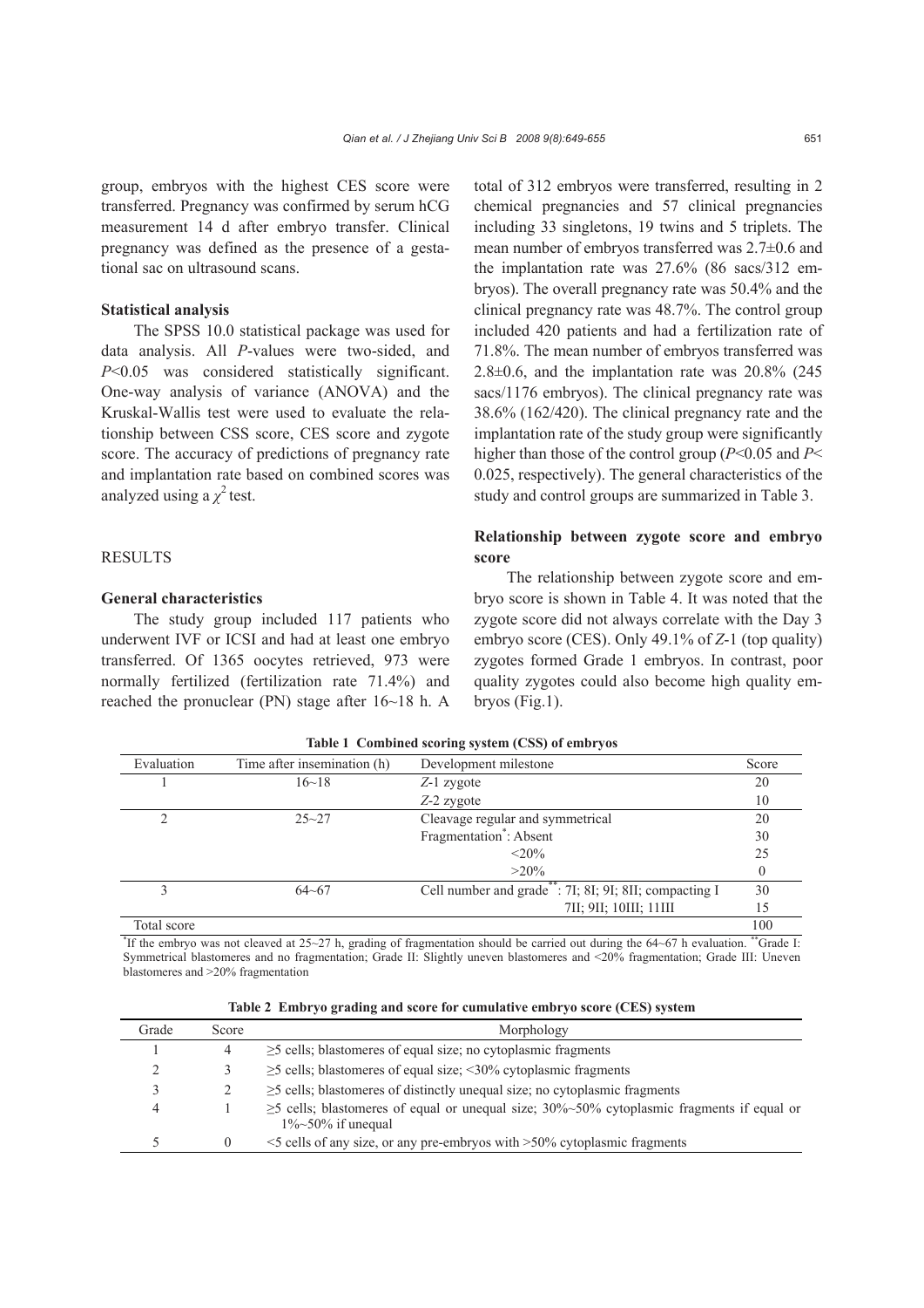group, embryos with the highest CES score were transferred. Pregnancy was confirmed by serum hCG measurement 14 d after embryo transfer. Clinical pregnancy was defined as the presence of a gestational sac on ultrasound scans.

**Statistical analysis**

The SPSS 10.0 statistical package was used for data analysis. All *P*-values were two-sided, and $P<0.05$ was considered statistically significant. One-way analysis of variance (ANOVA) and the Kruskal-Wallis test were used to evaluate the relationship between CSS score, CES score and zygote score. The accuracy of predictions of pregnancy rate and implantation rate based on combined scores was analyzed using a $\chi^2$ test.

## RESULTS

**General characteristics**

The study group included 117 patients who underwent IVF or ICSI and had at least one embryo transferred. Of 1365 oocytes retrieved, 973 were normally fertilized (fertilization rate 71.4%) and reached the pronuclear (PN) stage after 16~18 h. A total of 312 embryos were transferred, resulting in 2 chemical pregnancies and 57 clinical pregnancies including 33 singletons, 19 twins and 5 triplets. The mean number of embryos transferred was 2.7±0.6 and the implantation rate was 27.6% (86 sacs/312 embryos). The overall pregnancy rate was 50.4% and the clinical pregnancy rate was 48.7%. The control group included 420 patients and had a fertilization rate of 71.8%. The mean number of embryos transferred was 2.8±0.6, and the implantation rate was 20.8% (245 sacs/1176 embryos). The clinical pregnancy rate was 38.6% (162/420). The clinical pregnancy rate and the implantation rate of the study group were significantly higher than those of the control group ($P<0.05$ and $P<0.025$, respectively). The general characteristics of the study and control groups are summarized in Table 3.

**Relationship between zygote score and embryo score**

The relationship between zygote score and embryo score is shown in Table 4. It was noted that the zygote score did not always correlate with the Day 3 embryo score (CES). Only 49.1% of *Z*-1 (top quality) zygotes formed Grade 1 embryos. In contrast, poor quality zygotes could also become high quality embryos (Fig.1).

**Table 1 Combined scoring system (CSS) of embryos**

| Evaluation | Time after insemination (h) | Development milestone | Score |
|---|---|---|---|
| 1 | 16~18 | *Z*-1 zygote | 20 |
| | | *Z*-2 zygote | 10 |
| 2 | 25~27 | Cleavage regular and symmetrical | 20 |
| | | Fragmentation*: Absent | 30 |
| | | <20% | 25 |
| | | >20% | 0 |
| 3 | 64~67 | Cell number and grade**: 7I; 8I; 9I; 8II; compacting I | 30 |
| | | 7II; 9II; 10III; 11III | 15 |
| Total score | | | 100 |

*If the embryo was not cleaved at 25~27 h, grading of fragmentation should be carried out during the 64~67 h evaluation. **Grade I: Symmetrical blastomeres and no fragmentation; Grade II: Slightly uneven blastomeres and <20% fragmentation; Grade III: Uneven blastomeres and >20% fragmentation

**Table 2 Embryo grading and score for cumulative embryo score (CES) system**

| Grade | Score | Morphology |
|---|---|---|
| 1 | 4 | ≥5 cells; blastomeres of equal size; no cytoplasmic fragments |
| 2 | 3 | ≥5 cells; blastomeres of equal size; <30% cytoplasmic fragments |
| 3 | 2 | ≥5 cells; blastomeres of distinctly unequal size; no cytoplasmic fragments |
| 4 | 1 | ≥5 cells; blastomeres of equal or unequal size; 30%~50% cytoplasmic fragments if equal or 1%~50% if unequal |
| 5 | 0 | <5 cells of any size, or any pre-embryos with >50% cytoplasmic fragments |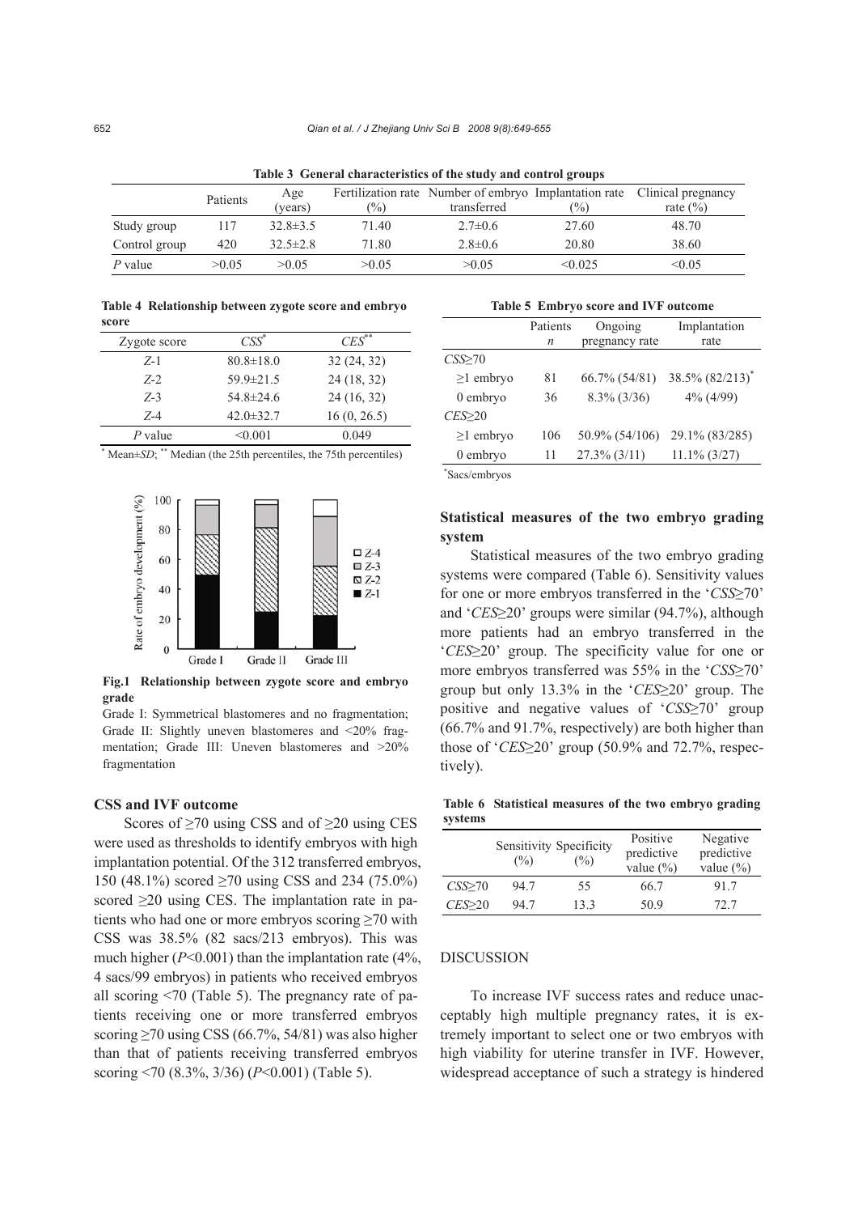**Table 3 General characteristics of the study and control groups**

| | Patients | Age (years) | Fertilization rate (%) | Number of embryo transferred | Implantation rate (%) | Clinical pregnancy rate (%) |
|---|---|---|---|---|---|---|
| Study group | 117 | 32.8±3.5 | 71.40 | 2.7±0.6 | 27.60 | 48.70 |
| Control group | 420 | 32.5±2.8 | 71.80 | 2.8±0.6 | 20.80 | 38.60 |
| *P* value | >0.05 | >0.05 | >0.05 | >0.05 | <0.025 | <0.05 |

**Table 4 Relationship between zygote score and embryo score**

| Zygote score | *CSS*[*] | *CES*[**] |
|---|---|---|
| *Z*-1 | 80.8±18.0 | 32 (24, 32) |
| *Z*-2 | 59.9±21.5 | 24 (18, 32) |
| *Z*-3 | 54.8±24.6 | 24 (16, 32) |
| *Z*-4 | 42.0±32.7 | 16 (0, 26.5) |
| *P* value | <0.001 | 0.049 |

[*] Mean±*SD*; [**] Median (the 25th percentiles, the 75th percentiles)

**Fig.1 Relationship between zygote score and embryo grade**

Grade I: Symmetrical blastomeres and no fragmentation; Grade II: Slightly uneven blastomeres and <20% fragmentation; Grade III: Uneven blastomeres and >20% fragmentation

### CSS and IVF outcome

Scores of ≥70 using CSS and of ≥20 using CES were used as thresholds to identify embryos with high implantation potential. Of the 312 transferred embryos, 150 (48.1%) scored ≥70 using CSS and 234 (75.0%) scored ≥20 using CES. The implantation rate in patients who had one or more embryos scoring ≥70 with CSS was 38.5% (82 sacs/213 embryos). This was much higher ($P$<0.001) than the implantation rate (4%, 4 sacs/99 embryos) in patients who received embryos all scoring <70 (Table 5). The pregnancy rate of patients receiving one or more transferred embryos scoring ≥70 using CSS (66.7%, 54/81) was also higher than that of patients receiving transferred embryos scoring <70 (8.3%, 3/36) ($P$<0.001) (Table 5).

**Table 5 Embryo score and IVF outcome**

| | Patients *n* | Ongoing pregnancy rate | Implantation rate |
|---|---|---|---|
| *CSS*≥70 | | | |
| ≥1 embryo | 81 | 66.7% (54/81) | 38.5% (82/213)[*] |
| 0 embryo | 36 | 8.3% (3/36) | 4% (4/99) |
| *CES*≥20 | | | |
| ≥1 embryo | 106 | 50.9% (54/106) | 29.1% (83/285) |
| 0 embryo | 11 | 27.3% (3/11) | 11.1% (3/27) |

[*] Sacs/embryos

### Statistical measures of the two embryo grading system

Statistical measures of the two embryo grading systems were compared (Table 6). Sensitivity values for one or more embryos transferred in the '*CSS*≥70' and '*CES*≥20' groups were similar (94.7%), although more patients had an embryo transferred in the '*CES*≥20' group. The specificity value for one or more embryos transferred was 55% in the '*CSS*≥70' group but only 13.3% in the '*CES*≥20' group. The positive and negative values of '*CSS*≥70' group (66.7% and 91.7%, respectively) are both higher than those of '*CES*≥20' group (50.9% and 72.7%, respectively).

**Table 6 Statistical measures of the two embryo grading systems**

| | Sensitivity (%) | Specificity (%) | Positive predictive value (%) | Negative predictive value (%) |
|---|---|---|---|---|
| *CSS*≥70 | 94.7 | 55 | 66.7 | 91.7 |
| *CES*≥20 | 94.7 | 13.3 | 50.9 | 72.7 |

## DISCUSSION

To increase IVF success rates and reduce unacceptably high multiple pregnancy rates, it is extremely important to select one or two embryos with high viability for uterine transfer in IVF. However, widespread acceptance of such a strategy is hindered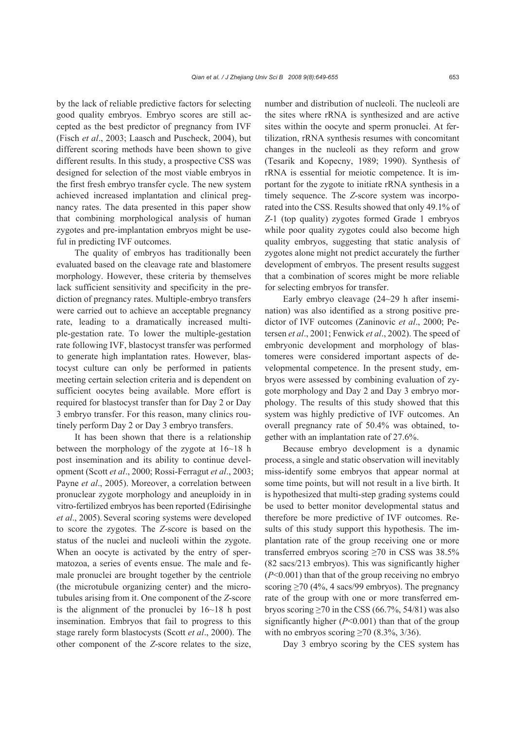by the lack of reliable predictive factors for selecting good quality embryos. Embryo scores are still accepted as the best predictor of pregnancy from IVF (Fisch *et al*., 2003; Laasch and Puscheck, 2004), but different scoring methods have been shown to give different results. In this study, a prospective CSS was designed for selection of the most viable embryos in the first fresh embryo transfer cycle. The new system achieved increased implantation and clinical pregnancy rates. The data presented in this paper show that combining morphological analysis of human zygotes and pre-implantation embryos might be useful in predicting IVF outcomes.

The quality of embryos has traditionally been evaluated based on the cleavage rate and blastomere morphology. However, these criteria by themselves lack sufficient sensitivity and specificity in the prediction of pregnancy rates. Multiple-embryo transfers were carried out to achieve an acceptable pregnancy rate, leading to a dramatically increased multiple-gestation rate. To lower the multiple-gestation rate following IVF, blastocyst transfer was performed to generate high implantation rates. However, blastocyst culture can only be performed in patients meeting certain selection criteria and is dependent on sufficient oocytes being available. More effort is required for blastocyst transfer than for Day 2 or Day 3 embryo transfer. For this reason, many clinics routinely perform Day 2 or Day 3 embryo transfers.

It has been shown that there is a relationship between the morphology of the zygote at 16~18 h post insemination and its ability to continue development (Scott *et al*., 2000; Rossi-Ferragut *et al*., 2003; Payne *et al*., 2005). Moreover, a correlation between pronuclear zygote morphology and aneuploidy in in vitro-fertilized embryos has been reported (Edirisinghe *et al*., 2005). Several scoring systems were developed to score the zygotes. The *Z*-score is based on the status of the nuclei and nucleoli within the zygote. When an oocyte is activated by the entry of spermatozoa, a series of events ensue. The male and female pronuclei are brought together by the centriole (the microtubule organizing center) and the microtubules arising from it. One component of the *Z*-score is the alignment of the pronuclei by 16~18 h post insemination. Embryos that fail to progress to this stage rarely form blastocysts (Scott *et al*., 2000). The other component of the *Z*-score relates to the size, number and distribution of nucleoli. The nucleoli are the sites where rRNA is synthesized and are active sites within the oocyte and sperm pronuclei. At fertilization, rRNA synthesis resumes with concomitant changes in the nucleoli as they reform and grow (Tesarik and Kopecny, 1989; 1990). Synthesis of rRNA is essential for meiotic competence. It is important for the zygote to initiate rRNA synthesis in a timely sequence. The *Z*-score system was incorporated into the CSS. Results showed that only 49.1% of *Z*-1 (top quality) zygotes formed Grade 1 embryos while poor quality zygotes could also become high quality embryos, suggesting that static analysis of zygotes alone might not predict accurately the further development of embryos. The present results suggest that a combination of scores might be more reliable for selecting embryos for transfer.

Early embryo cleavage (24~29 h after insemination) was also identified as a strong positive predictor of IVF outcomes (Zaninovic *et al*., 2000; Petersen *et al*., 2001; Fenwick *et al*., 2002). The speed of embryonic development and morphology of blastomeres were considered important aspects of developmental competence. In the present study, embryos were assessed by combining evaluation of zygote morphology and Day 2 and Day 3 embryo morphology. The results of this study showed that this system was highly predictive of IVF outcomes. An overall pregnancy rate of 50.4% was obtained, together with an implantation rate of 27.6%.

Because embryo development is a dynamic process, a single and static observation will inevitably miss-identify some embryos that appear normal at some time points, but will not result in a live birth. It is hypothesized that multi-step grading systems could be used to better monitor developmental status and therefore be more predictive of IVF outcomes. Results of this study support this hypothesis. The implantation rate of the group receiving one or more transferred embryos scoring ≥70 in CSS was 38.5% (82 sacs/213 embryos). This was significantly higher ($P$<0.001) than that of the group receiving no embryo scoring ≥70 (4%, 4 sacs/99 embryos). The pregnancy rate of the group with one or more transferred embryos scoring ≥70 in the CSS (66.7%, 54/81) was also significantly higher ($P$<0.001) than that of the group with no embryos scoring ≥70 (8.3%, 3/36).

Day 3 embryo scoring by the CES system has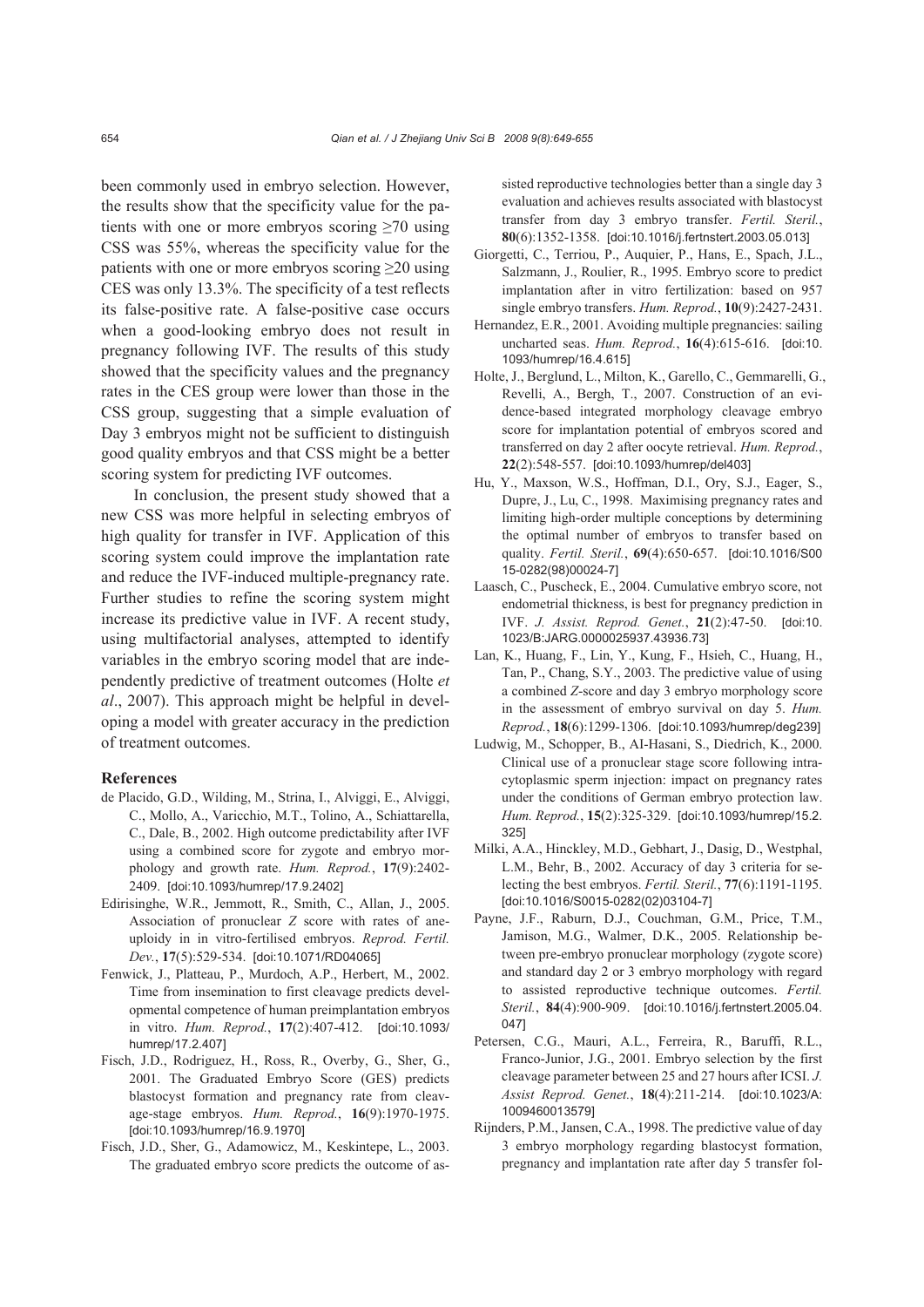been commonly used in embryo selection. However, the results show that the specificity value for the patients with one or more embryos scoring ≥70 using CSS was 55%, whereas the specificity value for the patients with one or more embryos scoring ≥20 using CES was only 13.3%. The specificity of a test reflects its false-positive rate. A false-positive case occurs when a good-looking embryo does not result in pregnancy following IVF. The results of this study showed that the specificity values and the pregnancy rates in the CES group were lower than those in the CSS group, suggesting that a simple evaluation of Day 3 embryos might not be sufficient to distinguish good quality embryos and that CSS might be a better scoring system for predicting IVF outcomes.

In conclusion, the present study showed that a new CSS was more helpful in selecting embryos of high quality for transfer in IVF. Application of this scoring system could improve the implantation rate and reduce the IVF-induced multiple-pregnancy rate. Further studies to refine the scoring system might increase its predictive value in IVF. A recent study, using multifactorial analyses, attempted to identify variables in the embryo scoring model that are independently predictive of treatment outcomes (Holte *et al*., 2007). This approach might be helpful in developing a model with greater accuracy in the prediction of treatment outcomes.

## References

de Placido, G.D., Wilding, M., Strina, I., Alviggi, E., Alviggi, C., Mollo, A., Varicchio, M.T., Tolino, A., Schiattarella, C., Dale, B., 2002. High outcome predictability after IVF using a combined score for zygote and embryo morphology and growth rate. *Hum. Reprod.*, **17**(9):2402-2409. [doi:10.1093/humrep/17.9.2402]

Edirisinghe, W.R., Jemmott, R., Smith, C., Allan, J., 2005. Association of pronuclear *Z* score with rates of aneuploidy in in vitro-fertilised embryos. *Reprod. Fertil. Dev.*, **17**(5):529-534. [doi:10.1071/RD04065]

Fenwick, J., Platteau, P., Murdoch, A.P., Herbert, M., 2002. Time from insemination to first cleavage predicts developmental competence of human preimplantation embryos in vitro. *Hum. Reprod.*, **17**(2):407-412. [doi:10.1093/humrep/17.2.407]

Fisch, J.D., Rodriguez, H., Ross, R., Overby, G., Sher, G., 2001. The Graduated Embryo Score (GES) predicts blastocyst formation and pregnancy rate from cleavage-stage embryos. *Hum. Reprod.*, **16**(9):1970-1975. [doi:10.1093/humrep/16.9.1970]

Fisch, J.D., Sher, G., Adamowicz, M., Keskintepe, L., 2003. The graduated embryo score predicts the outcome of assisted reproductive technologies better than a single day 3 evaluation and achieves results associated with blastocyst transfer from day 3 embryo transfer. *Fertil. Steril.*, **80**(6):1352-1358. [doi:10.1016/j.fertnstert.2003.05.013]

Giorgetti, C., Terriou, P., Auquier, P., Hans, E., Spach, J.L., Salzmann, J., Roulier, R., 1995. Embryo score to predict implantation after in vitro fertilization: based on 957 single embryo transfers. *Hum. Reprod.*, **10**(9):2427-2431.

Hernandez, E.R., 2001. Avoiding multiple pregnancies: sailing uncharted seas. *Hum. Reprod.*, **16**(4):615-616. [doi:10.1093/humrep/16.4.615]

Holte, J., Berglund, L., Milton, K., Garello, C., Gemmarelli, G., Revelli, A., Bergh, T., 2007. Construction of an evidence-based integrated morphology cleavage embryo score for implantation potential of embryos scored and transferred on day 2 after oocyte retrieval. *Hum. Reprod.*, **22**(2):548-557. [doi:10.1093/humrep/del403]

Hu, Y., Maxson, W.S., Hoffman, D.I., Ory, S.J., Eager, S., Dupre, J., Lu, C., 1998. Maximising pregnancy rates and limiting high-order multiple conceptions by determining the optimal number of embryos to transfer based on quality. *Fertil. Steril.*, **69**(4):650-657. [doi:10.1016/S0015-0282(98)00024-7]

Laasch, C., Puscheck, E., 2004. Cumulative embryo score, not endometrial thickness, is best for pregnancy prediction in IVF. *J. Assist. Reprod. Genet.*, **21**(2):47-50. [doi:10.1023/B:JARG.0000025937.43936.73]

Lan, K., Huang, F., Lin, Y., Kung, F., Hsieh, C., Huang, H., Tan, P., Chang, S.Y., 2003. The predictive value of using a combined *Z*-score and day 3 embryo morphology score in the assessment of embryo survival on day 5. *Hum. Reprod.*, **18**(6):1299-1306. [doi:10.1093/humrep/deg239]

Ludwig, M., Schopper, B., AI-Hasani, S., Diedrich, K., 2000. Clinical use of a pronuclear stage score following intracytoplasmic sperm injection: impact on pregnancy rates under the conditions of German embryo protection law. *Hum. Reprod.*, **15**(2):325-329. [doi:10.1093/humrep/15.2.325]

Milki, A.A., Hinckley, M.D., Gebhart, J., Dasig, D., Westphal, L.M., Behr, B., 2002. Accuracy of day 3 criteria for selecting the best embryos. *Fertil. Steril.*, **77**(6):1191-1195. [doi:10.1016/S0015-0282(02)03104-7]

Payne, J.F., Raburn, D.J., Couchman, G.M., Price, T.M., Jamison, M.G., Walmer, D.K., 2005. Relationship between pre-embryo pronuclear morphology (zygote score) and standard day 2 or 3 embryo morphology with regard to assisted reproductive technique outcomes. *Fertil. Steril.*, **84**(4):900-909. [doi:10.1016/j.fertnstert.2005.04.047]

Petersen, C.G., Mauri, A.L., Ferreira, R., Baruffi, R.L., Franco-Junior, J.G., 2001. Embryo selection by the first cleavage parameter between 25 and 27 hours after ICSI. *J. Assist Reprod. Genet.*, **18**(4):211-214. [doi:10.1023/A:1009460013579]

Rijnders, P.M., Jansen, C.A., 1998. The predictive value of day 3 embryo morphology regarding blastocyst formation, pregnancy and implantation rate after day 5 transfer fol-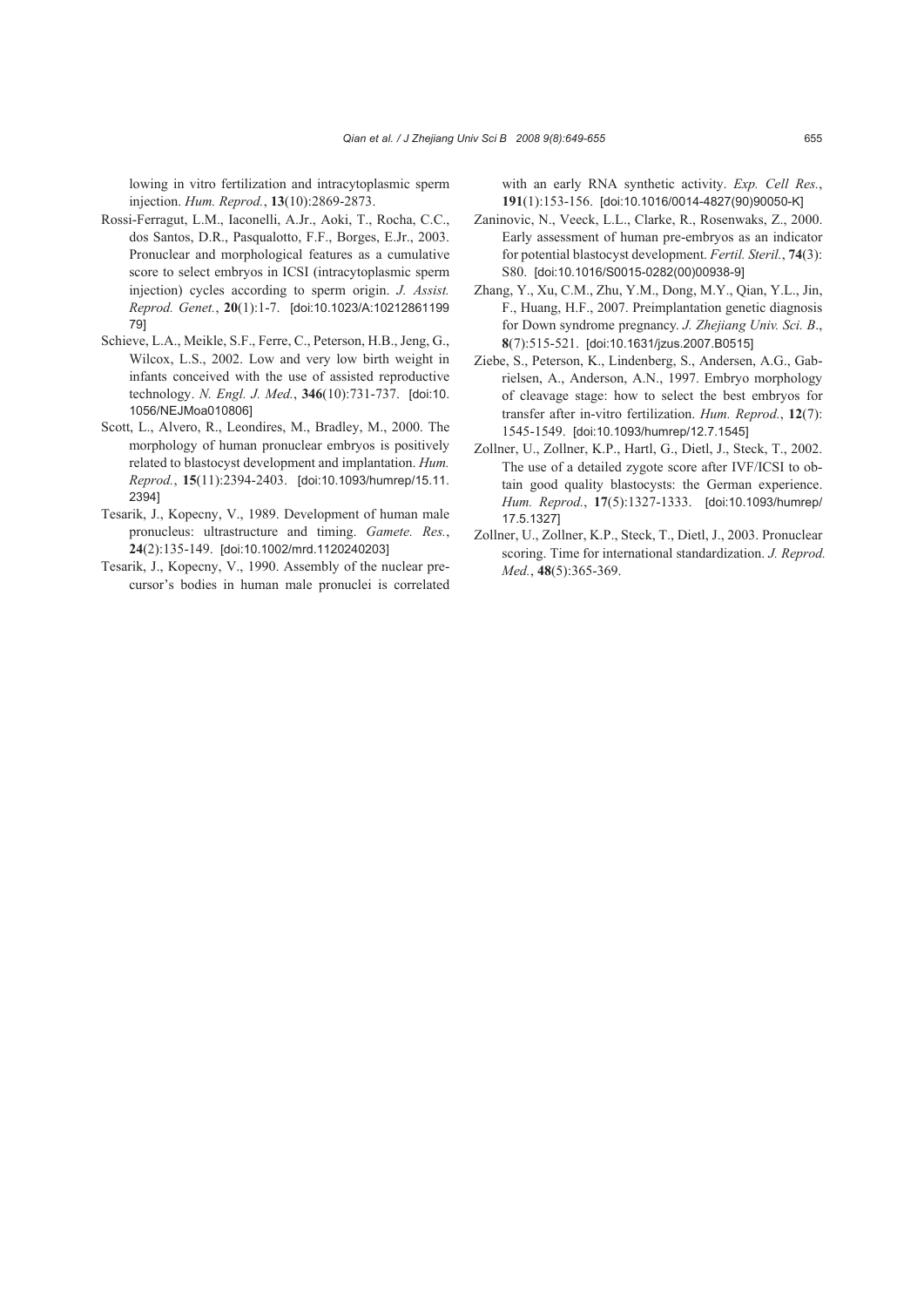lowing in vitro fertilization and intracytoplasmic sperm injection. *Hum. Reprod.*, **13**(10):2869-2873.

Rossi-Ferragut, L.M., Iaconelli, A.Jr., Aoki, T., Rocha, C.C., dos Santos, D.R., Pasqualotto, F.F., Borges, E.Jr., 2003. Pronuclear and morphological features as a cumulative score to select embryos in ICSI (intracytoplasmic sperm injection) cycles according to sperm origin. *J. Assist. Reprod. Genet.*, **20**(1):1-7. [doi:10.1023/A:1021286119979]

Schieve, L.A., Meikle, S.F., Ferre, C., Peterson, H.B., Jeng, G., Wilcox, L.S., 2002. Low and very low birth weight in infants conceived with the use of assisted reproductive technology. *N. Engl. J. Med.*, **346**(10):731-737. [doi:10.1056/NEJMoa010806]

Scott, L., Alvero, R., Leondires, M., Bradley, M., 2000. The morphology of human pronuclear embryos is positively related to blastocyst development and implantation. *Hum. Reprod.*, **15**(11):2394-2403. [doi:10.1093/humrep/15.11.2394]

Tesarik, J., Kopecny, V., 1989. Development of human male pronucleus: ultrastructure and timing. *Gamete. Res.*, **24**(2):135-149. [doi:10.1002/mrd.1120240203]

Tesarik, J., Kopecny, V., 1990. Assembly of the nuclear precursor's bodies in human male pronuclei is correlated with an early RNA synthetic activity. *Exp. Cell Res.*, **191**(1):153-156. [doi:10.1016/0014-4827(90)90050-K]

Zaninovic, N., Veeck, L.L., Clarke, R., Rosenwaks, Z., 2000. Early assessment of human pre-embryos as an indicator for potential blastocyst development. *Fertil. Steril.*, **74**(3): S80. [doi:10.1016/S0015-0282(00)00938-9]

Zhang, Y., Xu, C.M., Zhu, Y.M., Dong, M.Y., Qian, Y.L., Jin, F., Huang, H.F., 2007. Preimplantation genetic diagnosis for Down syndrome pregnancy. *J. Zhejiang Univ. Sci. B*, **8**(7):515-521. [doi:10.1631/jzus.2007.B0515]

Ziebe, S., Peterson, K., Lindenberg, S., Andersen, A.G., Gabrielsen, A., Anderson, A.N., 1997. Embryo morphology of cleavage stage: how to select the best embryos for transfer after in-vitro fertilization. *Hum. Reprod.*, **12**(7): 1545-1549. [doi:10.1093/humrep/12.7.1545]

Zollner, U., Zollner, K.P., Hartl, G., Dietl, J., Steck, T., 2002. The use of a detailed zygote score after IVF/ICSI to obtain good quality blastocysts: the German experience. *Hum. Reprod.*, **17**(5):1327-1333. [doi:10.1093/humrep/17.5.1327]

Zollner, U., Zollner, K.P., Steck, T., Dietl, J., 2003. Pronuclear scoring. Time for international standardization. *J. Reprod. Med.*, **48**(5):365-369.